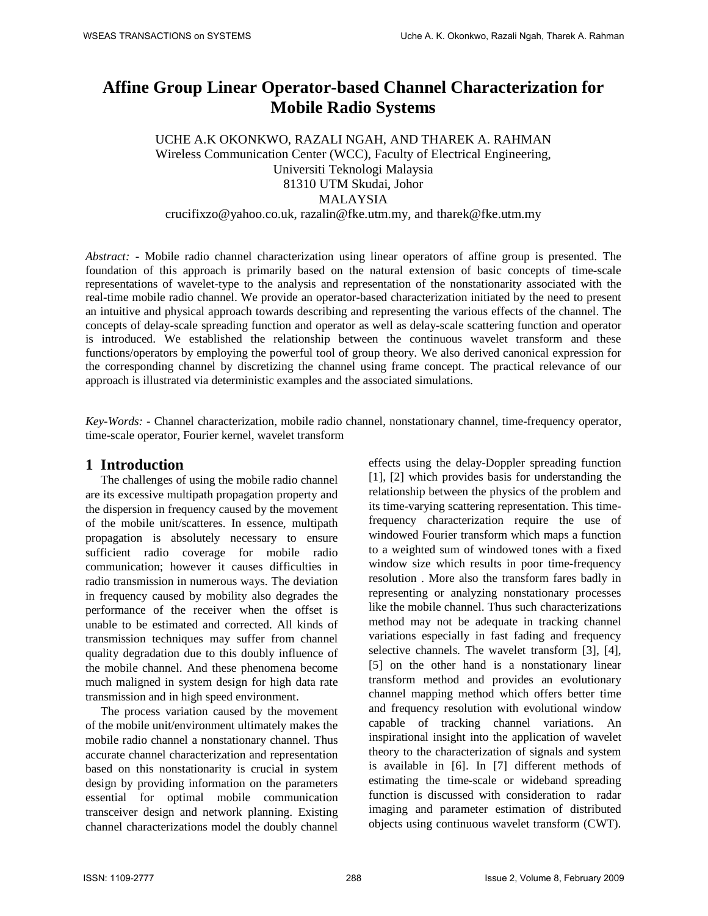# Affine Group Linear Operator-based Channel Characterization for Mobile Radio Systems

UCHE A.K OKONKWO, RAZALI NGAH, AND THAREK A. RAHMAN
Wireless Communication Center (WCC), Faculty of Electrical Engineering,
Universiti Teknologi Malaysia
81310 UTM Skudai, Johor
MALAYSIA
crucifixzo@yahoo.co.uk, razalin@fke.utm.my, and tharek@fke.utm.my

*Abstract:* - Mobile radio channel characterization using linear operators of affine group is presented. The foundation of this approach is primarily based on the natural extension of basic concepts of time-scale representations of wavelet-type to the analysis and representation of the nonstationarity associated with the real-time mobile radio channel. We provide an operator-based characterization initiated by the need to present an intuitive and physical approach towards describing and representing the various effects of the channel. The concepts of delay-scale spreading function and operator as well as delay-scale scattering function and operator is introduced. We established the relationship between the continuous wavelet transform and these functions/operators by employing the powerful tool of group theory. We also derived canonical expression for the corresponding channel by discretizing the channel using frame concept. The practical relevance of our approach is illustrated via deterministic examples and the associated simulations.

*Key-Words:* - Channel characterization, mobile radio channel, nonstationary channel, time-frequency operator, time-scale operator, Fourier kernel, wavelet transform

## 1 Introduction

The challenges of using the mobile radio channel are its excessive multipath propagation property and the dispersion in frequency caused by the movement of the mobile unit/scatteres. In essence, multipath propagation is absolutely necessary to ensure sufficient radio coverage for mobile radio communication; however it causes difficulties in radio transmission in numerous ways. The deviation in frequency caused by mobility also degrades the performance of the receiver when the offset is unable to be estimated and corrected. All kinds of transmission techniques may suffer from channel quality degradation due to this doubly influence of the mobile channel. And these phenomena become much maligned in system design for high data rate transmission and in high speed environment.

The process variation caused by the movement of the mobile unit/environment ultimately makes the mobile radio channel a nonstationary channel. Thus accurate channel characterization and representation based on this nonstationarity is crucial in system design by providing information on the parameters essential for optimal mobile communication transceiver design and network planning. Existing channel characterizations model the doubly channel effects using the delay-Doppler spreading function [1], [2] which provides basis for understanding the relationship between the physics of the problem and its time-varying scattering representation. This time-frequency characterization require the use of windowed Fourier transform which maps a function to a weighted sum of windowed tones with a fixed window size which results in poor time-frequency resolution . More also the transform fares badly in representing or analyzing nonstationary processes like the mobile channel. Thus such characterizations method may not be adequate in tracking channel variations especially in fast fading and frequency selective channels. The wavelet transform [3], [4], [5] on the other hand is a nonstationary linear transform method and provides an evolutionary channel mapping method which offers better time and frequency resolution with evolutional window capable of tracking channel variations. An inspirational insight into the application of wavelet theory to the characterization of signals and system is available in [6]. In [7] different methods of estimating the time-scale or wideband spreading function is discussed with consideration to radar imaging and parameter estimation of distributed objects using continuous wavelet transform (CWT).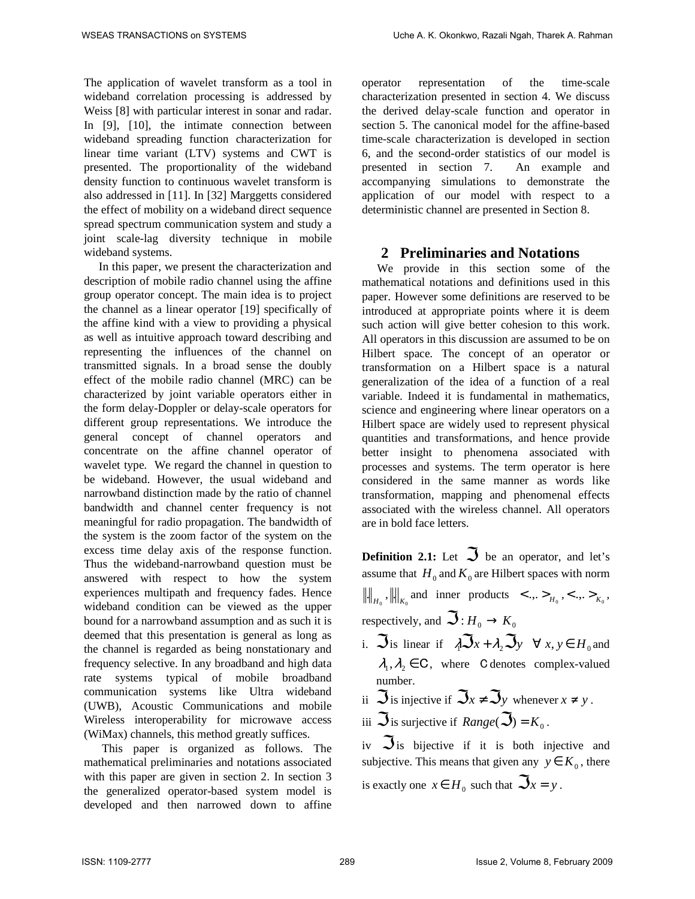The application of wavelet transform as a tool in wideband correlation processing is addressed by Weiss [8] with particular interest in sonar and radar. In [9], [10], the intimate connection between wideband spreading function characterization for linear time variant (LTV) systems and CWT is presented. The proportionality of the wideband density function to continuous wavelet transform is also addressed in [11]. In [32] Marggetts considered the effect of mobility on a wideband direct sequence spread spectrum communication system and study a joint scale-lag diversity technique in mobile wideband systems.

In this paper, we present the characterization and description of mobile radio channel using the affine group operator concept. The main idea is to project the channel as a linear operator [19] specifically of the affine kind with a view to providing a physical as well as intuitive approach toward describing and representing the influences of the channel on transmitted signals. In a broad sense the doubly effect of the mobile radio channel (MRC) can be characterized by joint variable operators either in the form delay-Doppler or delay-scale operators for different group representations. We introduce the general concept of channel operators and concentrate on the affine channel operator of wavelet type. We regard the channel in question to be wideband. However, the usual wideband and narrowband distinction made by the ratio of channel bandwidth and channel center frequency is not meaningful for radio propagation. The bandwidth of the system is the zoom factor of the system on the excess time delay axis of the response function. Thus the wideband-narrowband question must be answered with respect to how the system experiences multipath and frequency fades. Hence wideband condition can be viewed as the upper bound for a narrowband assumption and as such it is deemed that this presentation is general as long as the channel is regarded as being nonstationary and frequency selective. In any broadband and high data rate systems typical of mobile broadband communication systems like Ultra wideband (UWB), Acoustic Communications and mobile Wireless interoperability for microwave access (WiMax) channels, this method greatly suffices.

This paper is organized as follows. The mathematical preliminaries and notations associated with this paper are given in section 2. In section 3 the generalized operator-based system model is developed and then narrowed down to affine operator representation of the time-scale characterization presented in section 4. We discuss the derived delay-scale function and operator in section 5. The canonical model for the affine-based time-scale characterization is developed in section 6, and the second-order statistics of our model is presented in section 7. An example and accompanying simulations to demonstrate the application of our model with respect to a deterministic channel are presented in Section 8.

## 2 Preliminaries and Notations

We provide in this section some of the mathematical notations and definitions used in this paper. However some definitions are reserved to be introduced at appropriate points where it is deem such action will give better cohesion to this work. All operators in this discussion are assumed to be on Hilbert space. The concept of an operator or transformation on a Hilbert space is a natural generalization of the idea of a function of a real variable. Indeed it is fundamental in mathematics, science and engineering where linear operators on a Hilbert space are widely used to represent physical quantities and transformations, and hence provide better insight to phenomena associated with processes and systems. The term operator is here considered in the same manner as words like transformation, mapping and phenomenal effects associated with the wireless channel. All operators are in bold face letters.

**Definition 2.1:** Let $\mathfrak{J}$ be an operator, and let's assume that $H_0$ and $K_0$ are Hilbert spaces with norm $\|.\|_{H_0}, \|.\|_{K_0}$ and inner products $<.,.>_{H_0}, <.,.>_{K_0}$, respectively, and $\mathfrak{J}: H_0 \to K_0$

i. $\mathfrak{J}$ is linear if $\lambda_1 \mathfrak{J}x + \lambda_2 \mathfrak{J}y \quad \forall\ x, y \in H_0$ and $\lambda_1, \lambda_2 \in \mathbb{C}$, where $\mathbb{C}$ denotes complex-valued number.

ii $\mathfrak{J}$ is injective if $\mathfrak{J}x \neq \mathfrak{J}y$ whenever $x \neq y$.

iii $\mathfrak{J}$ is surjective if $Range(\mathfrak{J}) = K_0$.

iv $\mathfrak{J}$ is bijective if it is both injective and subjective. This means that given any $y \in K_0$, there is exactly one $x \in H_0$ such that $\mathfrak{J}x = y$.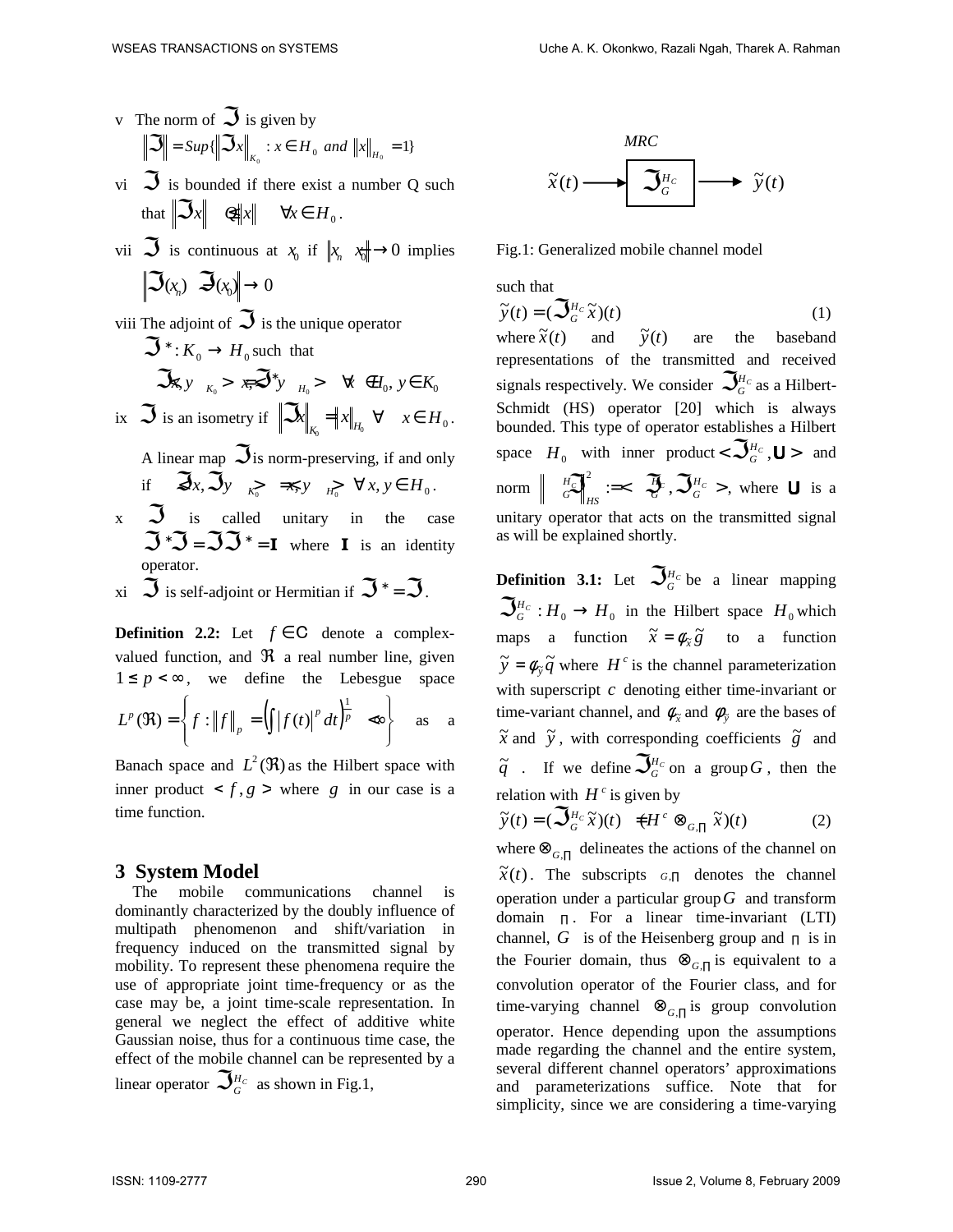v The norm of $\Im$ is given by

$$\|\Im\| = Sup\{\|\Im x\|_{K_0} : x \in H_0 \ and \ \|x\|_{H_0} = 1\}$$

vi $\Im$ is bounded if there exist a number Q such that $\|\Im x\| \leq Q\|x\| \quad \forall x \in H_0$.

vii $\Im$ is continuous at $x_0$ if $\|x_n - x_0\| \to 0$ implies $\|\Im(x_n) - \Im(x_0)\| \to 0$

viii The adjoint of $\Im$ is the unique operator $\Im^* : K_0 \to H_0$ such that

$$<\Im x, y>_{K_0} = <x, \Im^* y>_{H_0} \quad \forall x \in H_0, y \in K_0$$

ix $\Im$ is an isometry if $\|\Im x\|_{K_0} = \|x\|_{H_0} \quad \forall \quad x \in H_0$.

A linear map $\Im$ is norm-preserving, if and only if $<\Im x, \Im y>_{K_0} = <x, y>_{H_0} \quad \forall x, y \in H_0$.

x $\Im$ is called unitary in the case $\Im^* \Im = \Im \Im^* = \mathbf{I}$ where $\mathbf{I}$ is an identity operator.

xi $\Im$ is self-adjoint or Hermitian if $\Im^* = \Im$.

**Definition 2.2:** Let $f \in \mathbb{C}$ denote a complex-valued function, and $\Re$ a real number line, given $1 \leq p < \infty$, we define the Lebesgue space

$$L^p(\Re) = \left\{ f : \|f\|_p = \left( \int |f(t)|^p dt \right)^{\frac{1}{p}} < \infty \right\}$$

as a Banach space and $L^2(\Re)$ as the Hilbert space with inner product $<f, g>$ where $g$ in our case is a time function.

## 3 System Model

The mobile communications channel is dominantly characterized by the doubly influence of multipath phenomenon and shift/variation in frequency induced on the transmitted signal by mobility. To represent these phenomena require the use of appropriate joint time-frequency or as the case may be, a joint time-scale representation. In general we neglect the effect of additive white Gaussian noise, thus for a continuous time case, the effect of the mobile channel can be represented by a linear operator $\Im_G^{H_C}$ as shown in Fig.1,

MRC

$\tilde{x}(t) \longrightarrow \boxed{\Im_G^{H_C}} \longrightarrow \tilde{y}(t)$

Fig.1: Generalized mobile channel model

such that

$$\tilde{y}(t) = (\Im_G^{H_C} \tilde{x})(t) \tag{1}$$

where $\tilde{x}(t)$ and $\tilde{y}(t)$ are the baseband representations of the transmitted and received signals respectively. We consider $\Im_G^{H_C}$ as a Hilbert-Schmidt (HS) operator [20] which is always bounded. This type of operator establishes a Hilbert space $H_0$ with inner product $<\Im_G^{H_C}, \mathbf{U}>$ and norm $\|\Im_G^{H_C}\|_{HS}^2 := <\Im_G^{H_C}, \Im_G^{H_C}>$, where $\mathbf{U}$ is a unitary operator that acts on the transmitted signal as will be explained shortly.

**Definition 3.1:** Let $\Im_G^{H_C}$ be a linear mapping $\Im_G^{H_C} : H_0 \to H_0$ in the Hilbert space $H_0$ which maps a function $\tilde{x} = \phi_{\tilde{x}} \tilde{g}$ to a function $\tilde{y} = \phi_{\tilde{y}} \tilde{q}$ where $H^c$ is the channel parameterization with superscript $c$ denoting either time-invariant or time-variant channel, and $\phi_{\tilde{x}}$ and $\phi_{\tilde{y}}$ are the bases of $\tilde{x}$ and $\tilde{y}$, with corresponding coefficients $\tilde{g}$ and $\tilde{q}$. If we define $\Im_G^{H_C}$ on a group $G$, then the relation with $H^c$ is given by

$$\tilde{y}(t) = (\Im_G^{H_C} \tilde{x})(t) = (H^c \otimes_{G,\Pi} \tilde{x})(t) \tag{2}$$

where $\otimes_{G,\Pi}$ delineates the actions of the channel on $\tilde{x}(t)$. The subscripts $_{G,\Pi}$ denotes the channel operation under a particular group $G$ and transform domain $\Pi$. For a linear time-invariant (LTI) channel, $G$ is of the Heisenberg group and $\Pi$ is in the Fourier domain, thus $\otimes_{G,\Pi}$ is equivalent to a convolution operator of the Fourier class, and for time-varying channel $\otimes_{G,\Pi}$ is group convolution operator. Hence depending upon the assumptions made regarding the channel and the entire system, several different channel operators' approximations and parameterizations suffice. Note that for simplicity, since we are considering a time-varying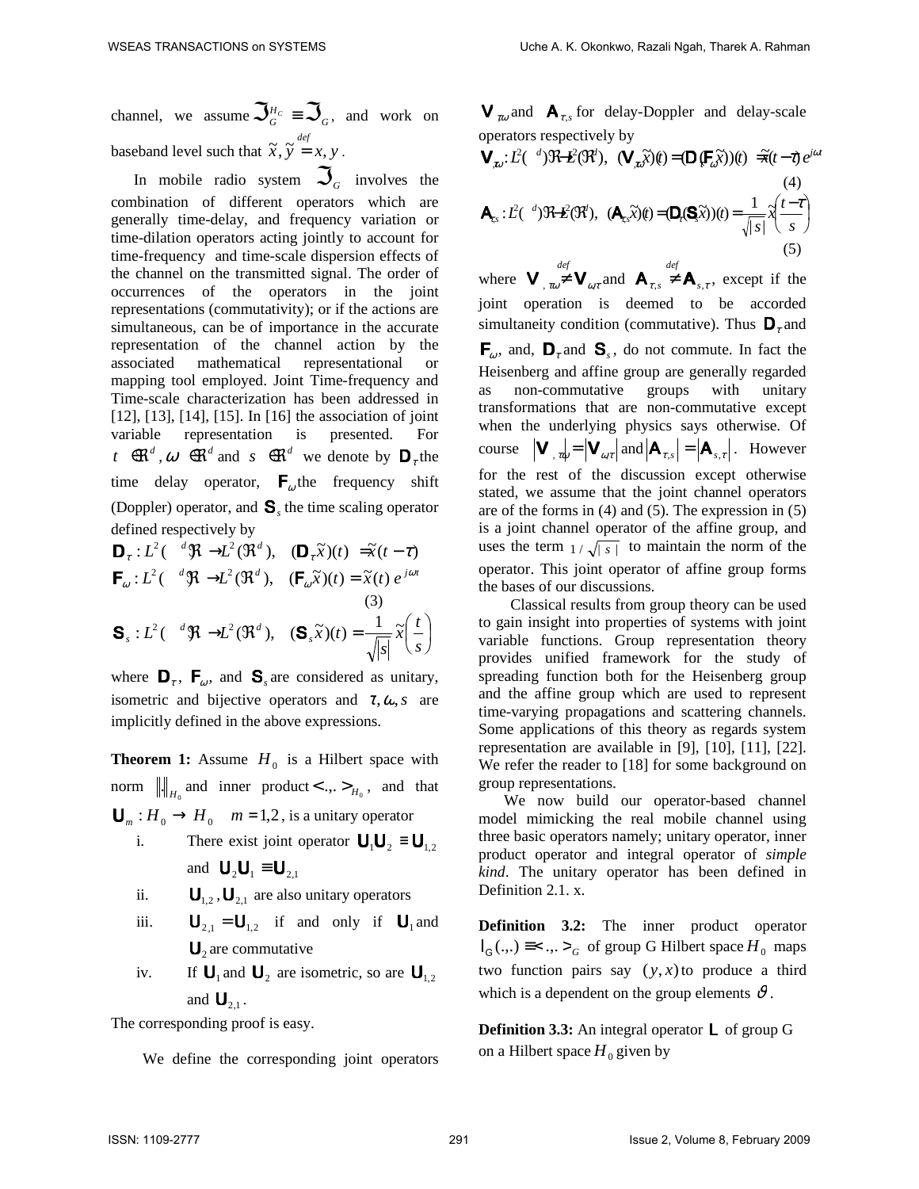channel, we assume $\Im_G^{H_C} \equiv \Im_G$, and work on baseband level such that $\tilde{x}, \tilde{y} \stackrel{def}{=} x, y$.

In mobile radio system $\Im_G$ involves the combination of different operators which are generally time-delay, and frequency variation or time-dilation operators acting jointly to account for time-frequency and time-scale dispersion effects of the channel on the transmitted signal. The order of occurrences of the operators in the joint representations (commutativity); or if the actions are simultaneous, can be of importance in the accurate representation of the channel action by the associated mathematical representational or mapping tool employed. Joint Time-frequency and Time-scale characterization has been addressed in [12], [13], [14], [15]. In [16] the association of joint variable representation is presented. For $t \in \Re^d$, $\omega \in \Re^d$ and $s \in \Re^d$ we denote by $\mathbf{D}_\tau$ the time delay operator, $\mathbf{F}_\omega$ the frequency shift (Doppler) operator, and $\mathbf{S}_s$ the time scaling operator defined respectively by

$$\mathbf{D}_\tau : L^2(\Re^d) \rightarrow L^2(\Re^d), \quad (\mathbf{D}_\tau \tilde{x})(t) = \tilde{x}(t-\tau)$$
$$\mathbf{F}_\omega : L^2(\Re^d) \rightarrow L^2(\Re^d), \quad (\mathbf{F}_\omega \tilde{x})(t) = \tilde{x}(t)\, e^{j\omega t} \tag{3}$$
$$\mathbf{S}_s : L^2(\Re^d) \rightarrow L^2(\Re^d), \quad (\mathbf{S}_s \tilde{x})(t) = \frac{1}{\sqrt{|s|}}\tilde{x}\left(\frac{t}{s}\right)$$

where $\mathbf{D}_\tau$, $\mathbf{F}_\omega$, and $\mathbf{S}_s$ are considered as unitary, isometric and bijective operators and $\tau, \omega, s$ are implicitly defined in the above expressions.

**Theorem 1:** Assume $H_0$ is a Hilbert space with norm $\|.\|_{H_0}$ and inner product $<.,.>_{H_0}$, and that $\mathbf{U}_m : H_0 \rightarrow H_0 \quad m = 1,2$, is a unitary operator

i. There exist joint operator $\mathbf{U}_1\mathbf{U}_2 \equiv \mathbf{U}_{1,2}$ and $\mathbf{U}_2\mathbf{U}_1 \equiv \mathbf{U}_{2,1}$
ii. $\mathbf{U}_{1,2}, \mathbf{U}_{2,1}$ are also unitary operators
iii. $\mathbf{U}_{2,1} = \mathbf{U}_{1,2}$ if and only if $\mathbf{U}_1$ and $\mathbf{U}_2$ are commutative
iv. If $\mathbf{U}_1$ and $\mathbf{U}_2$ are isometric, so are $\mathbf{U}_{1,2}$ and $\mathbf{U}_{2,1}$.

The corresponding proof is easy.

We define the corresponding joint operators $\mathbf{V}_{\tau\omega}$ and $\mathbf{A}_{\tau,s}$ for delay-Doppler and delay-scale operators respectively by

$$\mathbf{V}_{\tau\omega} : L^2(\Re^d) \rightarrow L^2(\Re^d), \quad (\mathbf{V}_{\tau\omega}\tilde{x})(t) = (\mathbf{D}_\tau(\mathbf{F}_\omega \tilde{x}))(t) = \tilde{x}(t-\tau)\, e^{j\omega t} \tag{4}$$

$$\mathbf{A}_{\tau,s} : L^2(\Re^d) \rightarrow L^2(\Re^d), \quad (\mathbf{A}_{\tau,s}\tilde{x})(t) = (\mathbf{D}_\tau(\mathbf{S}_s \tilde{x}))(t) = \frac{1}{\sqrt{|s|}}\tilde{x}\left(\frac{t-\tau}{s}\right) \tag{5}$$

where $\mathbf{V}_{\tau\omega} \stackrel{def}{\neq} \mathbf{V}_{\omega\tau}$ and $\mathbf{A}_{\tau,s} \stackrel{def}{\neq} \mathbf{A}_{s,\tau}$, except if the joint operation is deemed to be accorded simultaneity condition (commutative). Thus $\mathbf{D}_\tau$ and $\mathbf{F}_\omega$, and, $\mathbf{D}_\tau$ and $\mathbf{S}_s$, do not commute. In fact the Heisenberg and affine group are generally regarded as non-commutative groups with unitary transformations that are non-commutative except when the underlying physics says otherwise. Of course $|\mathbf{V}_{\tau\omega}| = |\mathbf{V}_{\omega\tau}|$ and $|\mathbf{A}_{\tau,s}| = |\mathbf{A}_{s,\tau}|$. However for the rest of the discussion except otherwise stated, we assume that the joint channel operators are of the forms in (4) and (5). The expression in (5) is a joint channel operator of the affine group, and uses the term $1/\sqrt{|s|}$ to maintain the norm of the operator. This joint operator of affine group forms the bases of our discussions.

Classical results from group theory can be used to gain insight into properties of systems with joint variable functions. Group representation theory provides unified framework for the study of spreading function both for the Heisenberg group and the affine group which are used to represent time-varying propagations and scattering channels. Some applications of this theory as regards system representation are available in [9], [10], [11], [22]. We refer the reader to [18] for some background on group representations.

We now build our operator-based channel model mimicking the real mobile channel using three basic operators namely; unitary operator, inner product operator and integral operator of *simple kind*. The unitary operator has been defined in Definition 2.1. x.

**Definition 3.2:** The inner product operator $\mathbf{I}_G(.,.) \equiv <.,.>_G$ of group G Hilbert space $H_0$ maps two function pairs say $(y, x)$ to produce a third which is a dependent on the group elements $\vartheta$.

**Definition 3.3:** An integral operator $\mathbf{L}$ of group G on a Hilbert space $H_0$ given by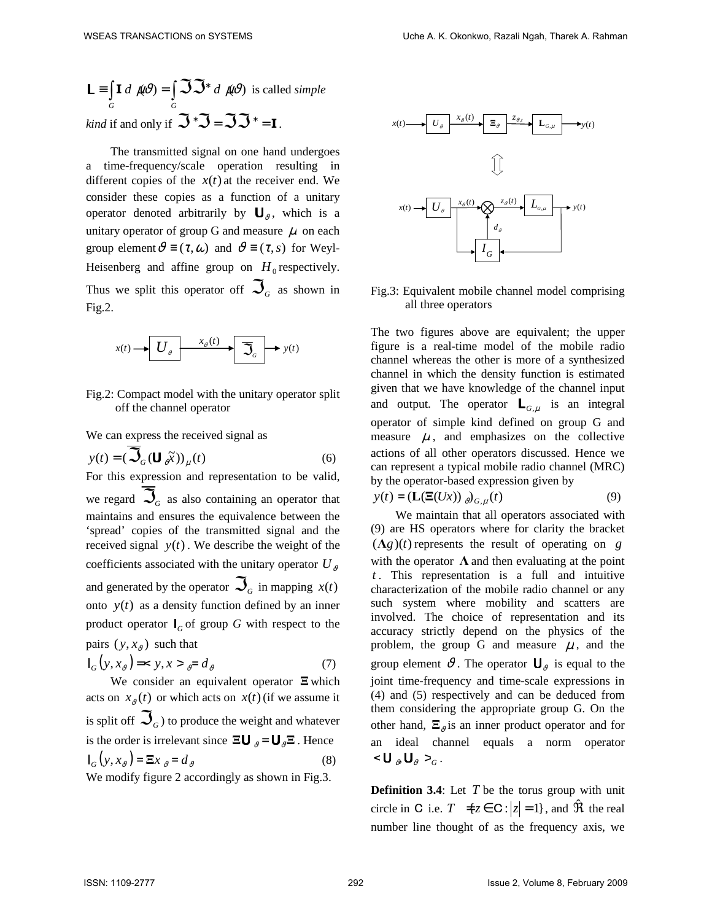$\mathbf{L} \equiv \int_G \mathbf{I}\, d\mu(\vartheta) = \int_G \mathfrak{J}\mathfrak{J}^*\, d\mu(\vartheta)$ is called *simple kind* if and only if $\mathfrak{J}^*\mathfrak{J} = \mathfrak{J}\mathfrak{J}^* = \mathbf{I}$.

The transmitted signal on one hand undergoes a time-frequency/scale operation resulting in different copies of the $x(t)$ at the receiver end. We consider these copies as a function of a unitary operator denoted arbitrarily by $\mathbf{U}_\vartheta$, which is a unitary operator of group G and measure $\mu$ on each group element $\vartheta \equiv (\tau, \omega)$ and $\vartheta \equiv (\tau, s)$ for Weyl-Heisenberg and affine group on $H_0$ respectively. Thus we split this operator off $\mathfrak{J}_G$ as shown in Fig.2.

Fig.2: Compact model with the unitary operator split off the channel operator

We can express the received signal as

$$y(t) = (\overline{\mathfrak{J}}_G(\mathbf{U}_\vartheta \tilde{x}))_\mu(t) \tag{6}$$

For this expression and representation to be valid, we regard $\overline{\mathfrak{J}}_G$ as also containing an operator that maintains and ensures the equivalence between the 'spread' copies of the transmitted signal and the received signal $y(t)$. We describe the weight of the coefficients associated with the unitary operator $U_\vartheta$ and generated by the operator $\mathfrak{J}_G$ in mapping $x(t)$ onto $y(t)$ as a density function defined by an inner product operator $\mathbf{I}_G$ of group *G* with respect to the pairs $(y, x_\vartheta)$ such that

$$\mathbf{I}_G(y, x_\vartheta) = \langle y, x \rangle_\vartheta = d_\vartheta \tag{7}$$

We consider an equivalent operator $\Xi$ which acts on $x_\vartheta(t)$ or which acts on $x(t)$ (if we assume it is split off $\mathfrak{J}_G$) to produce the weight and whatever is the order is irrelevant since $\Xi\mathbf{U}_\vartheta = \mathbf{U}_\vartheta\Xi$. Hence

$$\mathbf{I}_G(y, x_\vartheta) = \Xi x_\vartheta = d_\vartheta \tag{8}$$

We modify figure 2 accordingly as shown in Fig.3.

Fig.3: Equivalent mobile channel model comprising all three operators

The two figures above are equivalent; the upper figure is a real-time model of the mobile radio channel whereas the other is more of a synthesized channel in which the density function is estimated given that we have knowledge of the channel input and output. The operator $\mathbf{L}_{G,\mu}$ is an integral operator of simple kind defined on group G and measure $\mu$, and emphasizes on the collective actions of all other operators discussed. Hence we can represent a typical mobile radio channel (MRC) by the operator-based expression given by

$$y(t) = (\mathbf{L}(\Xi(Ux))_\vartheta)_{G,\mu}(t) \tag{9}$$

We maintain that all operators associated with (9) are HS operators where for clarity the bracket $(\Lambda g)(t)$ represents the result of operating on $g$ with the operator $\Lambda$ and then evaluating at the point $t$. This representation is a full and intuitive characterization of the mobile radio channel or any such system where mobility and scatters are involved. The choice of representation and its accuracy strictly depend on the physics of the problem, the group G and measure $\mu$, and the group element $\vartheta$. The operator $\mathbf{U}_\vartheta$ is equal to the joint time-frequency and time-scale expressions in (4) and (5) respectively and can be deduced from them considering the appropriate group G. On the other hand, $\Xi_\vartheta$ is an inner product operator and for an ideal channel equals a norm operator $\langle \mathbf{U}_\vartheta, \mathbf{U}_\vartheta \rangle_G$.

**Definition 3.4**: Let $T$ be the torus group with unit circle in $\mathbb{C}$ i.e. $T = \{z \in \mathbb{C} : |z| = 1\}$, and $\hat{\Re}$ the real number line thought of as the frequency axis, we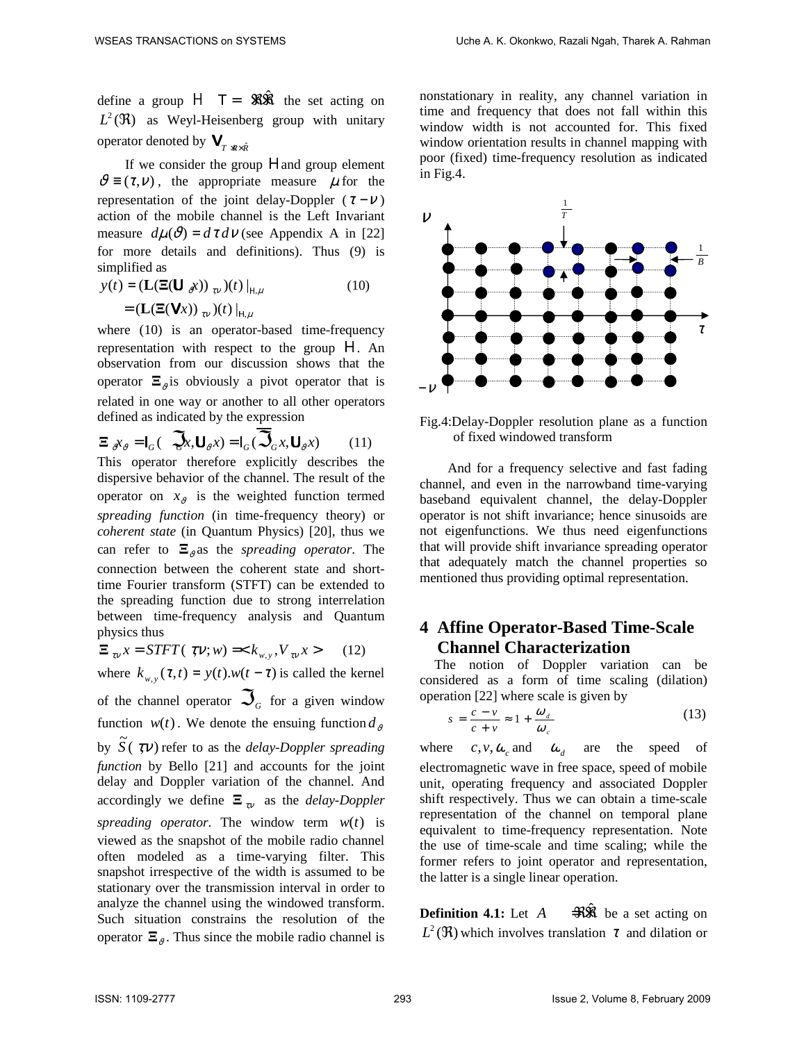define a group $\mathrm{H} \quad \mathrm{T} = \Re\times\hat{\Re}$ the set acting on $L^2(\Re)$ as Weyl-Heisenberg group with unitary operator denoted by $\mathbf{V}_{T\ \Re\times\hat{R}}$

If we consider the group $\mathrm{H}$ and group element $\vartheta \equiv (\tau, \nu)$, the appropriate measure $\mu$ for the representation of the joint delay-Doppler ($\tau - \nu$) action of the mobile channel is the Left Invariant measure $d\mu(\vartheta) = d\tau\, d\nu$ (see Appendix A in [22] for more details and definitions). Thus (9) is simplified as

$$y(t) = (\mathbf{L}(\Xi(\mathbf{U}_{\vartheta}x))_{\tau\nu})(t)\,|_{\mathrm{H},\mu} \qquad (10)$$
$$= (\mathbf{L}(\Xi(\mathbf{V}x))_{\tau\nu})(t)\,|_{\mathrm{H},\mu}$$

where (10) is an operator-based time-frequency representation with respect to the group $\mathrm{H}$. An observation from our discussion shows that the operator $\Xi_{\vartheta}$ is obviously a pivot operator that is related in one way or another to all other operators defined as indicated by the expression

$$\Xi_{\vartheta}x_{\vartheta} = \mathbf{I}_G(\ \mathfrak{I}_G x, \mathbf{U}_{\vartheta}x) = \mathbf{I}_G(\overline{\mathfrak{I}}_G x, \mathbf{U}_{\vartheta}x) \qquad (11)$$

This operator therefore explicitly describes the dispersive behavior of the channel. The result of the operator on $x_{\vartheta}$ is the weighted function termed *spreading function* (in time-frequency theory) or *coherent state* (in Quantum Physics) [20], thus we can refer to $\Xi_{\vartheta}$ as the *spreading operator*. The connection between the coherent state and short-time Fourier transform (STFT) can be extended to the spreading function due to strong interrelation between time-frequency analysis and Quantum physics thus

$$\Xi_{\tau\nu}x = STFT(\tau\nu; w) = < k_{w,y}, V_{\tau\nu}x > \qquad (12)$$

where $k_{w,y}(\tau,t) = y(t).w(t-\tau)$ is called the kernel of the channel operator $\mathfrak{I}_G$ for a given window function $w(t)$. We denote the ensuing function $d_{\vartheta}$ by $\tilde{S}(\tau\nu)$ refer to as the *delay-Doppler spreading function* by Bello [21] and accounts for the joint delay and Doppler variation of the channel. And accordingly we define $\Xi_{\tau\nu}$ as the *delay-Doppler spreading operator*. The window term $w(t)$ is viewed as the snapshot of the mobile radio channel often modeled as a time-varying filter. This snapshot irrespective of the width is assumed to be stationary over the transmission interval in order to analyze the channel using the windowed transform. Such situation constrains the resolution of the operator $\Xi_{\vartheta}$. Thus since the mobile radio channel is nonstationary in reality, any channel variation in time and frequency that does not fall within this window width is not accounted for. This fixed window orientation results in channel mapping with poor (fixed) time-frequency resolution as indicated in Fig.4.

Fig.4:Delay-Doppler resolution plane as a function of fixed windowed transform

And for a frequency selective and fast fading channel, and even in the narrowband time-varying baseband equivalent channel, the delay-Doppler operator is not shift invariance; hence sinusoids are not eigenfunctions. We thus need eigenfunctions that will provide shift invariance spreading operator that adequately match the channel properties so mentioned thus providing optimal representation.

## 4 Affine Operator-Based Time-Scale Channel Characterization

The notion of Doppler variation can be considered as a form of time scaling (dilation) operation [22] where scale is given by

$$s = \frac{c - v}{c + v} \approx 1 + \frac{\omega_d}{\omega_c} \qquad (13)$$

where $c, v, \omega_c$ and $\omega_d$ are the speed of electromagnetic wave in free space, speed of mobile unit, operating frequency and associated Doppler shift respectively. Thus we can obtain a time-scale representation of the channel on temporal plane equivalent to time-frequency representation. Note the use of time-scale and time scaling; while the former refers to joint operator and representation, the latter is a single linear operation.

**Definition 4.1:** Let $A \quad \Re\times\hat{\Re}$ be a set acting on $L^2(\Re)$ which involves translation $\tau$ and dilation or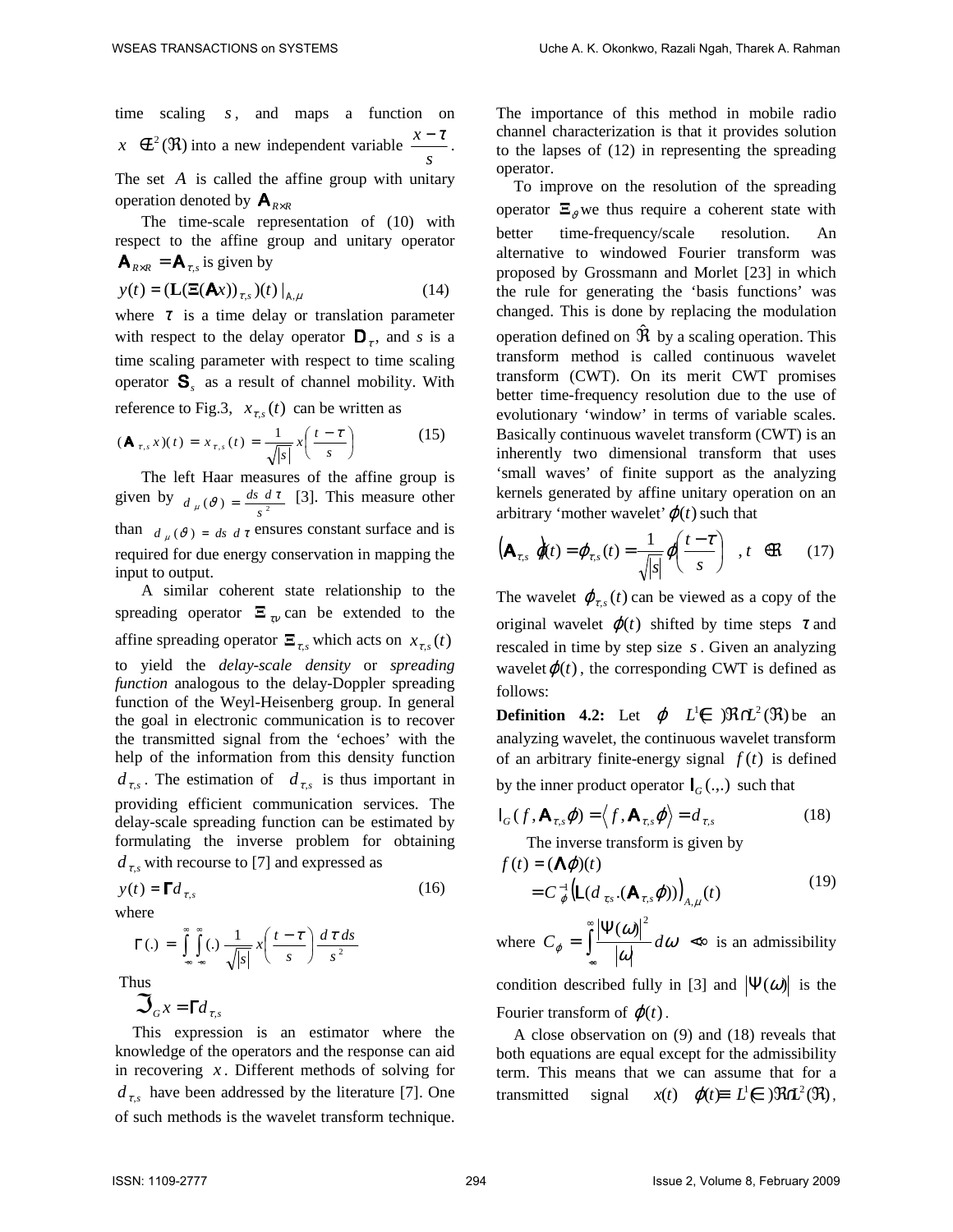time scaling $s$, and maps a function on $x \in L^2(\Re)$ into a new independent variable $\frac{x-\tau}{s}$. The set $A$ is called the affine group with unitary operation denoted by $\mathbf{A}_{R\times R}$

The time-scale representation of (10) with respect to the affine group and unitary operator $\mathbf{A}_{R\times R} = \mathbf{A}_{\tau,s}$ is given by

$$y(t) = (\mathbf{L}(\Xi(\mathbf{A}x))_{\tau,s})(t)\,|_{A,\mu} \tag{14}$$

where $\tau$ is a time delay or translation parameter with respect to the delay operator $\mathbf{D}_\tau$, and $s$ is a time scaling parameter with respect to time scaling operator $\mathbf{S}_s$ as a result of channel mobility. With reference to Fig.3, $x_{\tau,s}(t)$ can be written as

$$(\mathbf{A}_{\tau,s}x)(t) = x_{\tau,s}(t) = \frac{1}{\sqrt{|s|}}\,x\left(\frac{t-\tau}{s}\right) \tag{15}$$

The left Haar measures of the affine group is given by $d\mu(\vartheta) = \frac{ds\, d\tau}{s^2}$ [3]. This measure other than $d\mu(\vartheta) = ds\, d\tau$ ensures constant surface and is required for due energy conservation in mapping the input to output.

A similar coherent state relationship to the spreading operator $\Xi_{\tau\nu}$ can be extended to the affine spreading operator $\Xi_{\tau,s}$ which acts on $x_{\tau,s}(t)$ to yield the *delay-scale density* or *spreading function* analogous to the delay-Doppler spreading function of the Weyl-Heisenberg group. In general the goal in electronic communication is to recover the transmitted signal from the 'echoes' with the help of the information from this density function $d_{\tau,s}$. The estimation of $d_{\tau,s}$ is thus important in providing efficient communication services. The delay-scale spreading function can be estimated by formulating the inverse problem for obtaining $d_{\tau,s}$ with recourse to [7] and expressed as

$$y(t) = \Gamma d_{\tau,s} \tag{16}$$

where

$$\Gamma(.) = \int_{-\infty}^{\infty}\int_{-\infty}^{\infty}(.)\,\frac{1}{\sqrt{|s|}}\,x\left(\frac{t-\tau}{s}\right)\frac{d\tau\, ds}{s^2}$$

Thus

$$\mathfrak{I}_G x = \Gamma d_{\tau,s}$$

This expression is an estimator where the knowledge of the operators and the response can aid in recovering $x$. Different methods of solving for $d_{\tau,s}$ have been addressed by the literature [7]. One of such methods is the wavelet transform technique. The importance of this method in mobile radio channel characterization is that it provides solution to the lapses of (12) in representing the spreading operator.

To improve on the resolution of the spreading operator $\Xi_\vartheta$ we thus require a coherent state with better time-frequency/scale resolution. An alternative to windowed Fourier transform was proposed by Grossmann and Morlet [23] in which the rule for generating the 'basis functions' was changed. This is done by replacing the modulation operation defined on $\hat{\Re}$ by a scaling operation. This transform method is called continuous wavelet transform (CWT). On its merit CWT promises better time-frequency resolution due to the use of evolutionary 'window' in terms of variable scales. Basically continuous wavelet transform (CWT) is an inherently two dimensional transform that uses 'small waves' of finite support as the analyzing kernels generated by affine unitary operation on an arbitrary 'mother wavelet' $\varphi(t)$ such that

$$(\mathbf{A}_{\tau,s}\varphi)(t) = \varphi_{\tau,s}(t) = \frac{1}{\sqrt{|s|}}\,\varphi\left(\frac{t-\tau}{s}\right),\ t \in \Re \tag{17}$$

The wavelet $\varphi_{\tau,s}(t)$ can be viewed as a copy of the original wavelet $\varphi(t)$ shifted by time steps $\tau$ and rescaled in time by step size $s$. Given an analyzing wavelet $\varphi(t)$, the corresponding CWT is defined as follows:

**Definition 4.2:** Let $\varphi \in L^1(\Re)\cap L^2(\Re)$ be an analyzing wavelet, the continuous wavelet transform of an arbitrary finite-energy signal $f(t)$ is defined by the inner product operator $\mathbf{I}_G(.,.)$ such that

$$\mathbf{I}_G(f, \mathbf{A}_{\tau,s}\varphi) = \langle f, \mathbf{A}_{\tau,s}\varphi\rangle = d_{\tau,s} \tag{18}$$

The inverse transform is given by

$$\begin{aligned} f(t) &= (\Lambda\varphi)(t) \\ &= C_\varphi^{-1}\left(\mathbf{L}(d_{\tau,s}.(\mathbf{A}_{\tau,s}\varphi))\right)_{A,\mu}(t) \end{aligned} \tag{19}$$

where $C_\varphi = \int_{-\infty}^{\infty}\frac{|\Psi(\omega)|^2}{|\omega|}d\omega < \infty$ is an admissibility condition described fully in [3] and $|\Psi(\omega)|$ is the Fourier transform of $\varphi(t)$.

A close observation on (9) and (18) reveals that both equations are equal except for the admissibility term. This means that we can assume that for a transmitted signal $x(t) \equiv \varphi(t) \in L^1(\Re)\cap L^2(\Re)$,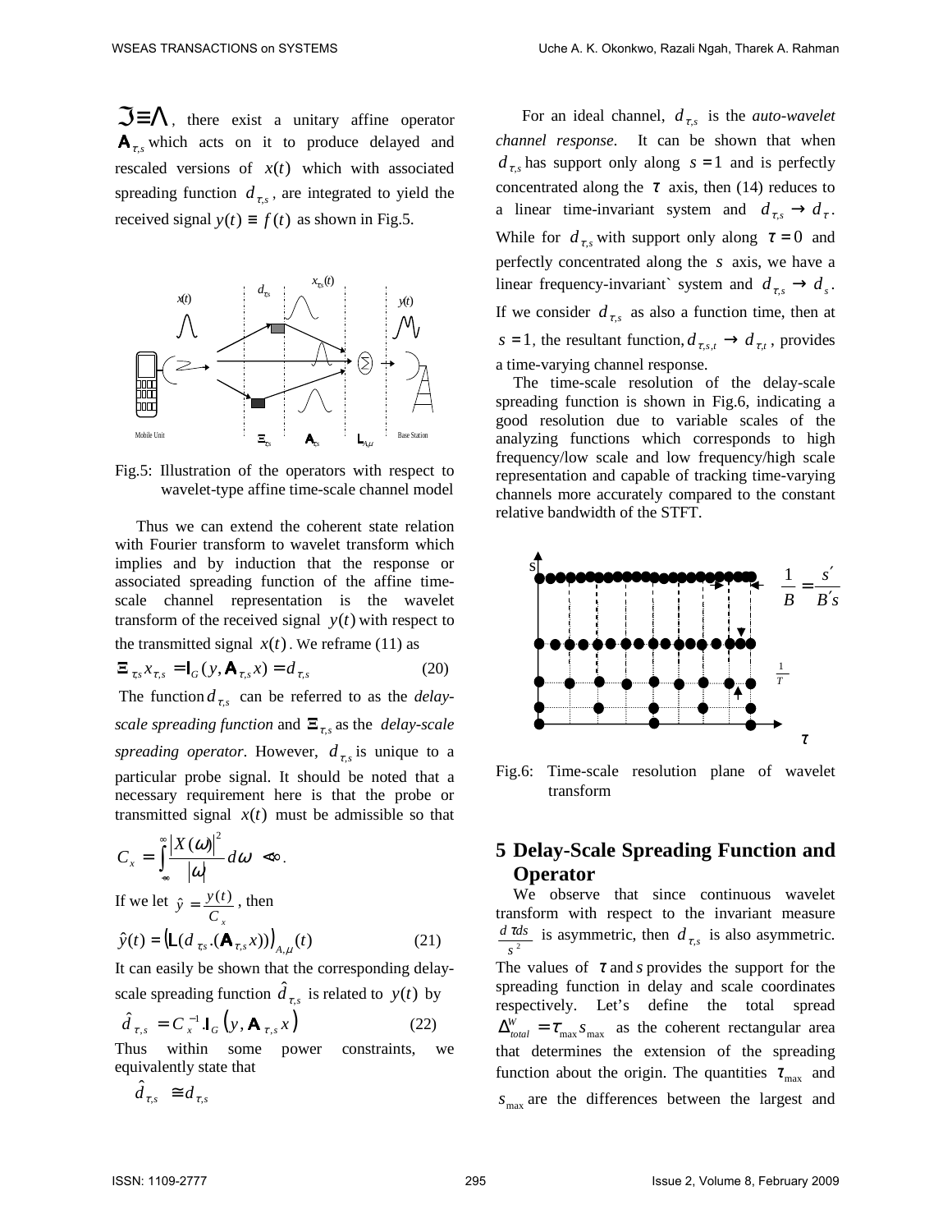$\Im \equiv \Lambda$, there exist a unitary affine operator $\mathbf{A}_{\tau,s}$ which acts on it to produce delayed and rescaled versions of $x(t)$ which with associated spreading function $d_{\tau,s}$, are integrated to yield the received signal $y(t) \equiv f(t)$ as shown in Fig.5.

Fig.5: Illustration of the operators with respect to wavelet-type affine time-scale channel model

Thus we can extend the coherent state relation with Fourier transform to wavelet transform which implies and by induction that the response or associated spreading function of the affine time-scale channel representation is the wavelet transform of the received signal $y(t)$ with respect to the transmitted signal $x(t)$. We reframe (11) as

$$\Xi_{\tau,s} x_{\tau,s} = \mathbf{I}_G(y, \mathbf{A}_{\tau,s} x) = d_{\tau,s} \tag{20}$$

The function $d_{\tau,s}$ can be referred to as the *delay-scale spreading function* and $\Xi_{\tau,s}$ as the *delay-scale spreading operator*. However, $d_{\tau,s}$ is unique to a particular probe signal. It should be noted that a necessary requirement here is that the probe or transmitted signal $x(t)$ must be admissible so that

$$C_x = \int_{-\infty}^{\infty} \frac{|X(\omega)|^2}{|\omega|} d\omega < \infty .$$

If we let $\hat{y} = \frac{y(t)}{C_x}$, then

$$\hat{y}(t) = \left(\mathbf{L}(d_{\tau,s}.(\mathbf{A}_{\tau,s} x))\right)_{A,\mu}(t) \tag{21}$$

It can easily be shown that the corresponding delay-scale spreading function $\hat{d}_{\tau,s}$ is related to $y(t)$ by

$$\hat{d}_{\tau,s} = C_x^{-1}.\mathbf{I}_G\left(y, \mathbf{A}_{\tau,s} x\right) \tag{22}$$

Thus within some power constraints, we equivalently state that

$$\hat{d}_{\tau,s} \cong d_{\tau,s}$$

For an ideal channel, $d_{\tau,s}$ is the *auto-wavelet channel response*. It can be shown that when $d_{\tau,s}$ has support only along $s = 1$ and is perfectly concentrated along the $\tau$ axis, then (14) reduces to a linear time-invariant system and $d_{\tau,s} \to d_{\tau}$. While for $d_{\tau,s}$ with support only along $\tau = 0$ and perfectly concentrated along the $s$ axis, we have a linear frequency-invariant` system and $d_{\tau,s} \to d_s$. If we consider $d_{\tau,s}$ as also a function time, then at $s = 1$, the resultant function, $d_{\tau,s,t} \to d_{\tau,t}$, provides a time-varying channel response.

The time-scale resolution of the delay-scale spreading function is shown in Fig.6, indicating a good resolution due to variable scales of the analyzing functions which corresponds to high frequency/low scale and low frequency/high scale representation and capable of tracking time-varying channels more accurately compared to the constant relative bandwidth of the STFT.

Fig.6: Time-scale resolution plane of wavelet transform

## 5 Delay-Scale Spreading Function and Operator

We observe that since continuous wavelet transform with respect to the invariant measure $\frac{d\tau ds}{s^2}$ is asymmetric, then $d_{\tau,s}$ is also asymmetric. The values of $\tau$ and $s$ provides the support for the spreading function in delay and scale coordinates respectively. Let's define the total spread $\Delta_{total}^{W} = \tau_{\max} s_{\max}$ as the coherent rectangular area that determines the extension of the spreading function about the origin. The quantities $\tau_{\max}$ and $s_{\max}$ are the differences between the largest and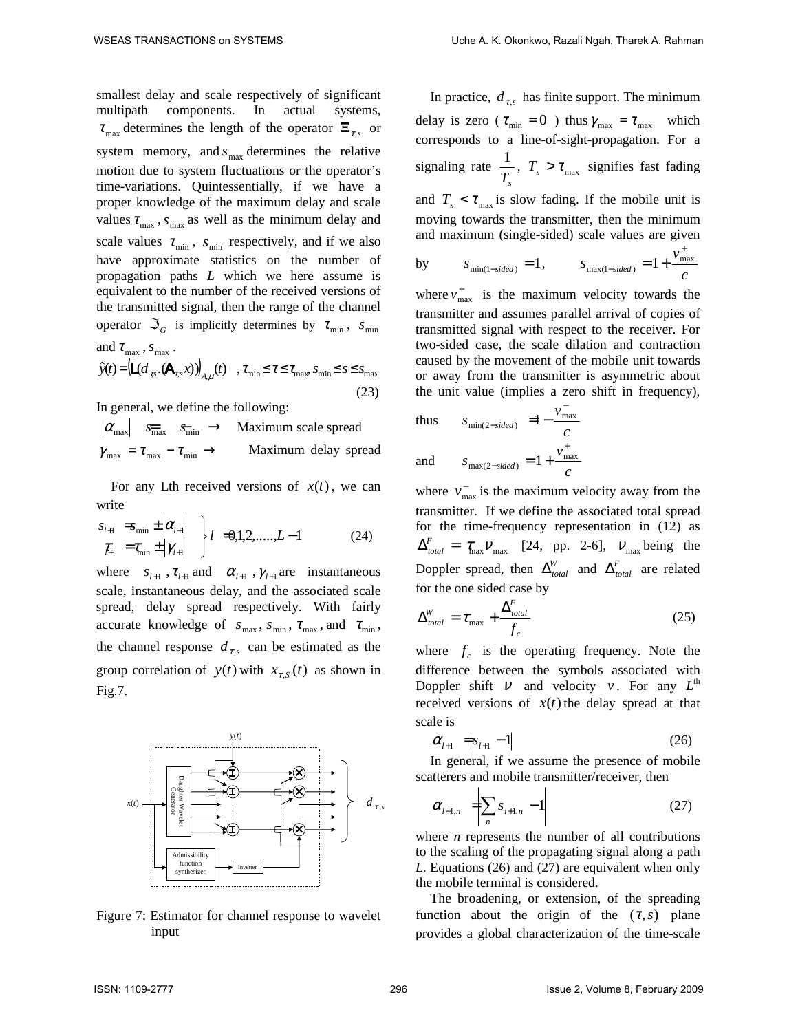smallest delay and scale respectively of significant multipath components. In actual systems, $\tau_{\max}$ determines the length of the operator $\Xi_{\tau,s}$ or system memory, and $s_{\max}$ determines the relative motion due to system fluctuations or the operator's time-variations. Quintessentially, if we have a proper knowledge of the maximum delay and scale values $\tau_{\max}$, $s_{\max}$ as well as the minimum delay and scale values $\tau_{\min}$, $s_{\min}$ respectively, and if we also have approximate statistics on the number of propagation paths $L$ which we here assume is equivalent to the number of the received versions of the transmitted signal, then the range of the channel operator $\Im_G$ is implicitly determines by $\tau_{\min}$, $s_{\min}$ and $\tau_{\max}$, $s_{\max}$.

$$\hat{y}(t) = \left(\mathrm{L}(d_{\tau,s} \cdot (\mathbf{A}_{\tau,s} x))\right)_{A,\mu}(t) \quad , \tau_{\min} \leq \tau \leq \tau_{\max}, s_{\min} \leq s \leq s_{\max} \tag{23}$$

In general, we define the following:

$|\alpha_{\max}| = s_{\max} - s_{\min} \rightarrow$ Maximum scale spread

$\gamma_{\max} = \tau_{\max} - \tau_{\min} \rightarrow$ Maximum delay spread

For any Lth received versions of $x(t)$, we can write

$$\left.\begin{aligned} s_{l+1} &= s_{\min} \pm |\alpha_{l+1}| \\ \tau_{l+1} &= \tau_{\min} \pm |\gamma_{l+1}| \end{aligned}\right\} l = 0,1,2,\ldots\ldots,L-1 \tag{24}$$

where $s_{l+1}$, $\tau_{l+1}$ and $\alpha_{l+1}$, $\gamma_{l+1}$ are instantaneous scale, instantaneous delay, and the associated scale spread, delay spread respectively. With fairly accurate knowledge of $s_{\max}$, $s_{\min}$, $\tau_{\max}$, and $\tau_{\min}$, the channel response $d_{\tau,s}$ can be estimated as the group correlation of $y(t)$ with $x_{\tau,S}(t)$ as shown in Fig.7.

Figure 7: Estimator for channel response to wavelet input

In practice, $d_{\tau,s}$ has finite support. The minimum delay is zero ($\tau_{\min} = 0$) thus $\gamma_{\max} = \tau_{\max}$ which corresponds to a line-of-sight-propagation. For a signaling rate $\frac{1}{T_s}$, $T_s > \tau_{\max}$ signifies fast fading and $T_s < \tau_{\max}$ is slow fading. If the mobile unit is moving towards the transmitter, then the minimum and maximum (single-sided) scale values are given by $\quad s_{\min(1-sided)} = 1, \quad s_{\max(1-sided)} = 1 + \frac{v_{\max}^{+}}{c}$

where $v_{\max}^{+}$ is the maximum velocity towards the transmitter and assumes parallel arrival of copies of transmitted signal with respect to the receiver. For two-sided case, the scale dilation and contraction caused by the movement of the mobile unit towards or away from the transmitter is asymmetric about the unit value (implies a zero shift in frequency), thus $\quad s_{\min(2-sided)} = 1 - \frac{v_{\max}^{-}}{c}$

and $\quad s_{\max(2-sided)} = 1 + \frac{v_{\max}^{+}}{c}$

where $v_{\max}^{-}$ is the maximum velocity away from the transmitter. If we define the associated total spread for the time-frequency representation in (12) as $\Delta_{total}^{F} = \tau_{\max}\nu_{\max}$ [24, pp. 2-6], $\nu_{\max}$ being the Doppler spread, then $\Delta_{total}^{W}$ and $\Delta_{total}^{F}$ are related for the one sided case by

$$\Delta_{total}^{W} = \tau_{\max} + \frac{\Delta_{total}^{F}}{f_c} \tag{25}$$

where $f_c$ is the operating frequency. Note the difference between the symbols associated with Doppler shift $\nu$ and velocity $v$. For any $L^{\text{th}}$ received versions of $x(t)$ the delay spread at that scale is

$$\alpha_{l+1} = |s_{l+1} - 1| \tag{26}$$

In general, if we assume the presence of mobile scatterers and mobile transmitter/receiver, then

$$\alpha_{l+1,n} = \left|\sum_n s_{l+1,n} - 1\right| \tag{27}$$

where $n$ represents the number of all contributions to the scaling of the propagating signal along a path $L$. Equations (26) and (27) are equivalent when only the mobile terminal is considered.

The broadening, or extension, of the spreading function about the origin of the $(\tau, s)$ plane provides a global characterization of the time-scale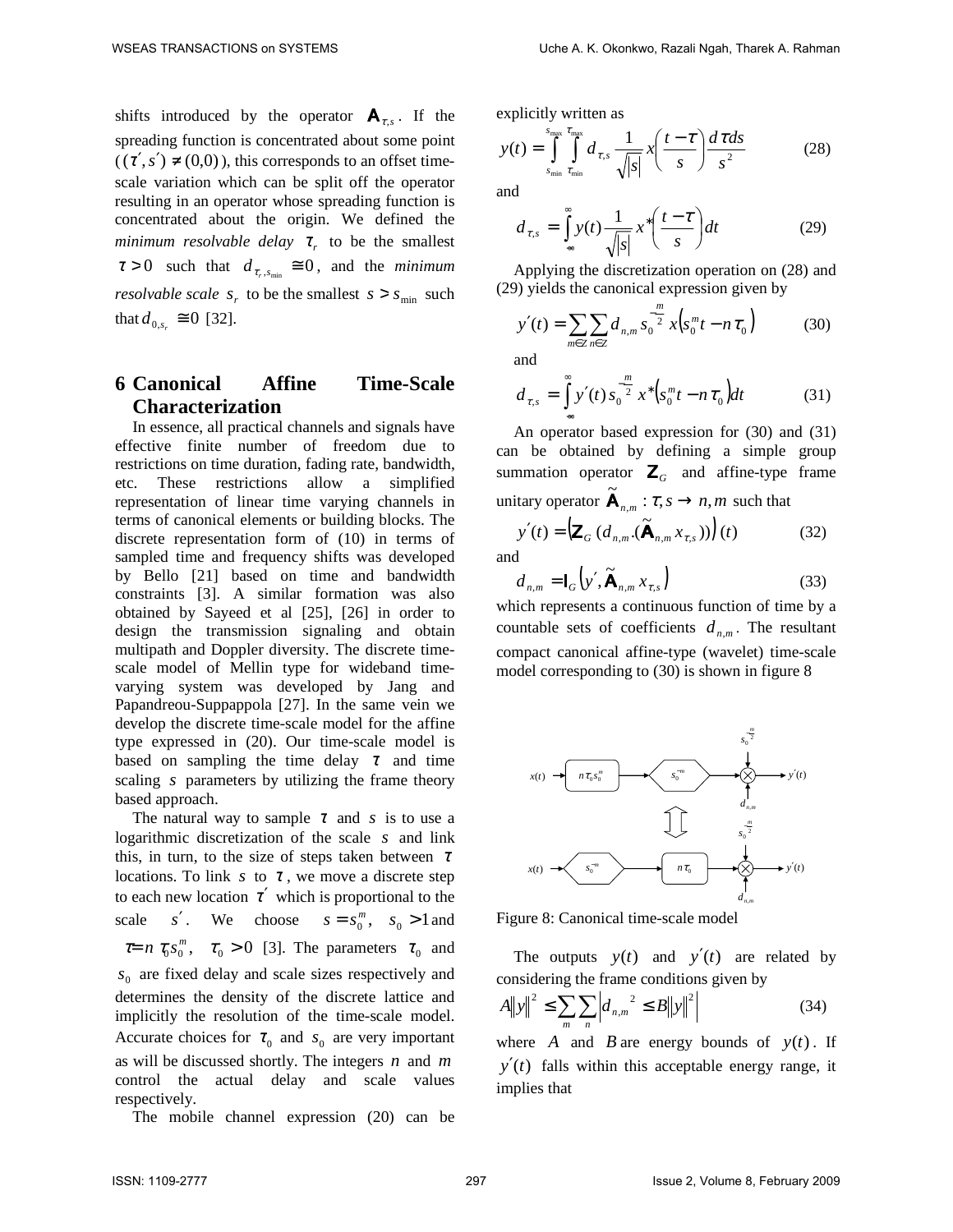shifts introduced by the operator $\mathbf{A}_{\tau,s}$. If the spreading function is concentrated about some point ($(\tau', s') \neq (0,0)$), this corresponds to an offset time-scale variation which can be split off the operator resulting in an operator whose spreading function is concentrated about the origin. We defined the *minimum resolvable delay* $\tau_r$ to be the smallest $\tau > 0$ such that $d_{\tau_r, s_{\min}} \cong 0$, and the *minimum resolvable scale* $s_r$ to be the smallest $s > s_{\min}$ such that $d_{0,s_r} \cong 0$ [32].

## 6 Canonical Affine Time-Scale Characterization

In essence, all practical channels and signals have effective finite number of freedom due to restrictions on time duration, fading rate, bandwidth, etc. These restrictions allow a simplified representation of linear time varying channels in terms of canonical elements or building blocks. The discrete representation form of (10) in terms of sampled time and frequency shifts was developed by Bello [21] based on time and bandwidth constraints [3]. A similar formation was also obtained by Sayeed et al [25], [26] in order to design the transmission signaling and obtain multipath and Doppler diversity. The discrete time-scale model of Mellin type for wideband time-varying system was developed by Jang and Papandreou-Suppappola [27]. In the same vein we develop the discrete time-scale model for the affine type expressed in (20). Our time-scale model is based on sampling the time delay $\tau$ and time scaling $s$ parameters by utilizing the frame theory based approach.

The natural way to sample $\tau$ and $s$ is to use a logarithmic discretization of the scale $s$ and link this, in turn, to the size of steps taken between $\tau$ locations. To link $s$ to $\tau$, we move a discrete step to each new location $\tau'$ which is proportional to the scale $s'$. We choose $s = s_0^m$, $s_0 > 1$ and $\tau = n\,\tau_0 s_0^m$, $\tau_0 > 0$ [3]. The parameters $\tau_0$ and $s_0$ are fixed delay and scale sizes respectively and determines the density of the discrete lattice and implicitly the resolution of the time-scale model. Accurate choices for $\tau_0$ and $s_0$ are very important as will be discussed shortly. The integers $n$ and $m$ control the actual delay and scale values respectively.

The mobile channel expression (20) can be explicitly written as

$$y(t) = \int_{s_{\min}}^{s_{\max}} \int_{\tau_{\min}}^{\tau_{\max}} d_{\tau,s} \frac{1}{\sqrt{|s|}} x\left(\frac{t-\tau}{s}\right) \frac{d\tau ds}{s^2} \tag{28}$$

and

$$d_{\tau,s} = \int_{-\infty}^{\infty} y(t) \frac{1}{\sqrt{|s|}} x^*\left(\frac{t-\tau}{s}\right) dt \tag{29}$$

Applying the discretization operation on (28) and (29) yields the canonical expression given by

$$y'(t) = \sum_{m \in Z} \sum_{n \in Z} d_{n,m}\, s_0^{-\frac{m}{2}}\, x\left(s_0^m t - n\tau_0\right) \tag{30}$$

and

$$d_{\tau,s} = \int_{-\infty}^{\infty} y'(t)\, s_0^{-\frac{m}{2}}\, x^*\left(s_0^m t - n\tau_0\right) dt \tag{31}$$

An operator based expression for (30) and (31) can be obtained by defining a simple group summation operator $\mathbf{Z}_G$ and affine-type frame unitary operator $\tilde{\mathbf{A}}_{n,m} : \tau, s \to n, m$ such that

$$y'(t) = \left(\mathbf{Z}_G\left(d_{n,m} . (\tilde{\mathbf{A}}_{n,m} x_{\tau,s})\right)\right)(t) \tag{32}$$

and

$$d_{n,m} = \mathbf{I}_G\left(y', \tilde{\mathbf{A}}_{n,m} x_{\tau,s}\right) \tag{33}$$

which represents a continuous function of time by a countable sets of coefficients $d_{n,m}$. The resultant compact canonical affine-type (wavelet) time-scale model corresponding to (30) is shown in figure 8

Figure 8: Canonical time-scale model

The outputs $y(t)$ and $y'(t)$ are related by considering the frame conditions given by

$$A\|y\|^2 \leq \sum_m \sum_n \left|d_{n,m}\right|^2 \leq B\|y\|^2 \tag{34}$$

where $A$ and $B$ are energy bounds of $y(t)$. If $y'(t)$ falls within this acceptable energy range, it implies that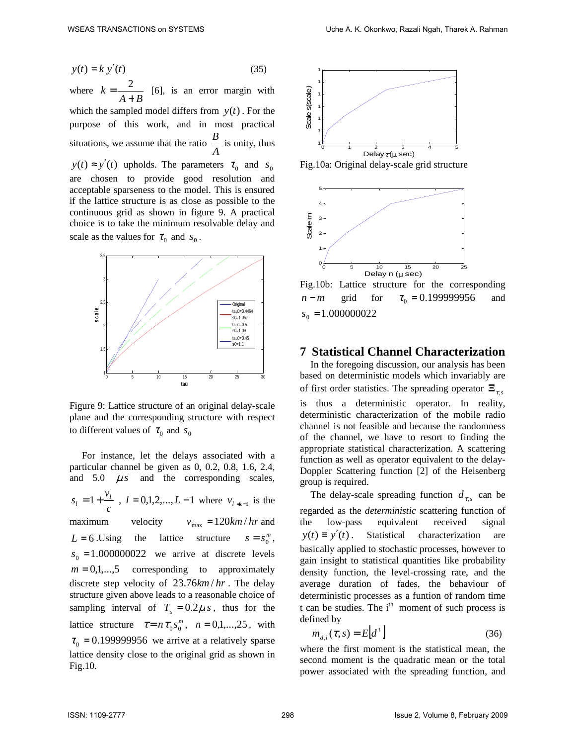$$y(t) = k\, y'(t) \tag{35}$$

where $k = \dfrac{2}{A+B}$ [6], is an error margin with which the sampled model differs from $y(t)$. For the purpose of this work, and in most practical situations, we assume that the ratio $\dfrac{B}{A}$ is unity, thus $y(t) \approx y'(t)$ upholds. The parameters $\tau_0$ and $s_0$ are chosen to provide good resolution and acceptable sparseness to the model. This is ensured if the lattice structure is as close as possible to the continuous grid as shown in figure 9. A practical choice is to take the minimum resolvable delay and scale as the values for $\tau_0$ and $s_0$.

Figure 9: Lattice structure of an original delay-scale plane and the corresponding structure with respect to different values of $\tau_0$ and $s_0$

For instance, let the delays associated with a particular channel be given as 0, 0.2, 0.8, 1.6, 2.4, and 5.0 $\mu s$ and the corresponding scales, $s_l = 1 + \dfrac{v_l}{c}$, $l = 0,1,2,...,L-1$ where $v_{l=L-1}$ is the maximum velocity $v_{\max} = 120 km/hr$ and $L = 6$. Using the lattice structure $s = s_0^m$, $s_0 = 1.000000022$ we arrive at discrete levels $m = 0,1,...,5$ corresponding to approximately discrete step velocity of $23.76 km/hr$. The delay structure given above leads to a reasonable choice of sampling interval of $T_s = 0.2\mu s$, thus for the lattice structure $\tau = n\tau_0 s_0^m$, $n = 0,1,...,25$, with $\tau_0 = 0.199999956$ we arrive at a relatively sparse lattice density close to the original grid as shown in Fig.10.

Fig.10a: Original delay-scale grid structure

Fig.10b: Lattice structure for the corresponding $n-m$ grid for $\tau_0 = 0.199999956$ and $s_0 = 1.000000022$

## 7 Statistical Channel Characterization

In the foregoing discussion, our analysis has been based on deterministic models which invariably are of first order statistics. The spreading operator $\Xi_{\tau,s}$ is thus a deterministic operator. In reality, deterministic characterization of the mobile radio channel is not feasible and because the randomness of the channel, we have to resort to finding the appropriate statistical characterization. A scattering function as well as operator equivalent to the delay-Doppler Scattering function [2] of the Heisenberg group is required.

The delay-scale spreading function $d_{\tau,s}$ can be regarded as the *deterministic* scattering function of the low-pass equivalent received signal $y(t) \equiv y'(t)$. Statistical characterization are basically applied to stochastic processes, however to gain insight to statistical quantities like probability density function, the level-crossing rate, and the average duration of fades, the behaviour of deterministic processes as a funtion of random time t can be studies. The i[th] moment of such process is defined by

$$m_{d,i}(\tau, s) = E\left[d^i\right] \tag{36}$$

where the first moment is the statistical mean, the second moment is the quadratic mean or the total power associated with the spreading function, and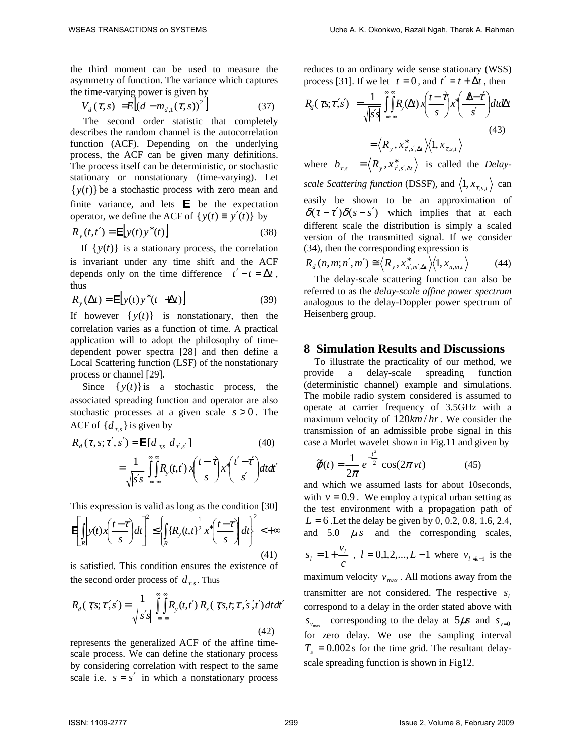the third moment can be used to measure the asymmetry of function. The variance which captures the time-varying power is given by

$$V_d(\tau, s) = E\left[(d - m_{d,1}(\tau, s))^2\right] \tag{37}$$

The second order statistic that completely describes the random channel is the autocorrelation function (ACF). Depending on the underlying process, the ACF can be given many definitions. The process itself can be deterministic, or stochastic stationary or nonstationary (time-varying). Let $\{y(t)\}$ be a stochastic process with zero mean and finite variance, and lets $\mathbf{E}$ be the expectation operator, we define the ACF of $\{y(t) \equiv y'(t)\}$ by

$$R_y(t, t') = \mathbf{E}\left[y(t)y^*(t)\right] \tag{38}$$

If $\{y(t)\}$ is a stationary process, the correlation is invariant under any time shift and the ACF depends only on the time difference $t' - t = \Delta t$, thus

$$R_y(\Delta t) = \mathbf{E}\left[y(t)y^*(t + \Delta t)\right] \tag{39}$$

If however $\{y(t)\}$ is nonstationary, then the correlation varies as a function of time. A practical application will to adopt the philosophy of time-dependent power spectra [28] and then define a Local Scattering function (LSF) of the nonstationary process or channel [29].

Since $\{y(t)\}$ is a stochastic process, the associated spreading function and operator are also stochastic processes at a given scale $s > 0$. The ACF of $\{d_{\tau,s}\}$ is given by

$$R_d(\tau, s; \tau', s') = \mathbf{E}[d_{\tau,s}\ d_{\tau',s'}] \tag{40}$$

$$= \frac{1}{\sqrt{|s's|}} \int_{-\infty}^{\infty}\int_{-\infty}^{\infty} R_y(t, t')\, x\left(\frac{t-\tau}{s}\right) x^*\left(\frac{t'-\tau'}{s'}\right) dt dt'$$

This expression is valid as long as the condition [30]

$$\mathbf{E}\left[\int_R \left| y(t) x\left(\frac{t-\tau}{s}\right)\right| dt\right]^2 \leq \left\{\int_R \{R_y(t,t)\}^{\frac{1}{2}} \left| x^*\left(\frac{t-\tau}{s}\right)\right| dt\right\}^2 < +\infty \tag{41}$$

is satisfied. This condition ensures the existence of the second order process of $d_{\tau,s}$. Thus

$$R_d(\tau, s; \tau', s') = \frac{1}{\sqrt{|s's|}} \int_{-\infty}^{\infty}\int_{-\infty}^{\infty} R_y(t, t')\, R_x(\tau, s, t; \tau', s', t')\, dt dt' \tag{42}$$

represents the generalized ACF of the affine time-scale process. We can define the stationary process by considering correlation with respect to the same scale i.e. $s = s'$ in which a nonstationary process reduces to an ordinary wide sense stationary (WSS) process [31]. If we let $t = 0$, and $t' = t + \Delta t$, then

$$R_d(\tau, s; \tau', s') = \frac{1}{\sqrt{|s's|}} \int_{-\infty}^{\infty}\int_{-\infty}^{\infty} R_y(\Delta t)\, x\left(\frac{t-\tau}{s}\right) x^*\left(\frac{\Delta t - \tau'}{s'}\right) dt d\Delta t$$

$$= \left\langle R_y, x^*_{\tau',s',\Delta t}\right\rangle \left\langle 1, x_{\tau,s,t}\right\rangle \tag{43}$$

where $b_{\tau,s} = \left\langle R_y, x^*_{\tau',s',\Delta t}\right\rangle$ is called the *Delay-scale Scattering function* (DSSF), and $\left\langle 1, x_{\tau,s,t}\right\rangle$ can easily be shown to be an approximation of $\delta(\tau - \tau')\delta(s - s')$ which implies that at each different scale the distribution is simply a scaled version of the transmitted signal. If we consider (34), then the corresponding expression is

$$R_d(n, m; n', m') \cong \left\langle R_y, x^*_{n',m',\Delta t}\right\rangle \left\langle 1, x_{n,m,t}\right\rangle \tag{44}$$

The delay-scale scattering function can also be referred to as the *delay-scale affine power spectrum* analogous to the delay-Doppler power spectrum of Heisenberg group.

## 8 Simulation Results and Discussions

To illustrate the practicality of our method, we provide a delay-scale spreading function (deterministic channel) example and simulations. The mobile radio system considered is assumed to operate at carrier frequency of 3.5GHz with a maximum velocity of $120km/hr$. We consider the transmission of an admissible probe signal in this case a Morlet wavelet shown in Fig.11 and given by

$$\tilde{\varphi}(t) = \frac{1}{2\pi} e^{-\frac{t^2}{2}} \cos(2\pi v t) \tag{45}$$

and which we assumed lasts for about 10seconds, with $v = 0.9$. We employ a typical urban setting as the test environment with a propagation path of $L = 6$. Let the delay be given by 0, 0.2, 0.8, 1.6, 2.4, and 5.0 $\mu s$ and the corresponding scales, $s_l = 1 + \frac{v_l}{c}$, $l = 0,1,2,...,L-1$ where $v_{l=L-1}$ is the maximum velocity $v_{\max}$. All motions away from the transmitter are not considered. The respective $s_l$ correspond to a delay in the order stated above with $s_{v_{\max}}$ corresponding to the delay at $5\mu s$ and $s_{v=0}$ for zero delay. We use the sampling interval $T_s = 0.002$ s for the time grid. The resultant delay-scale spreading function is shown in Fig12.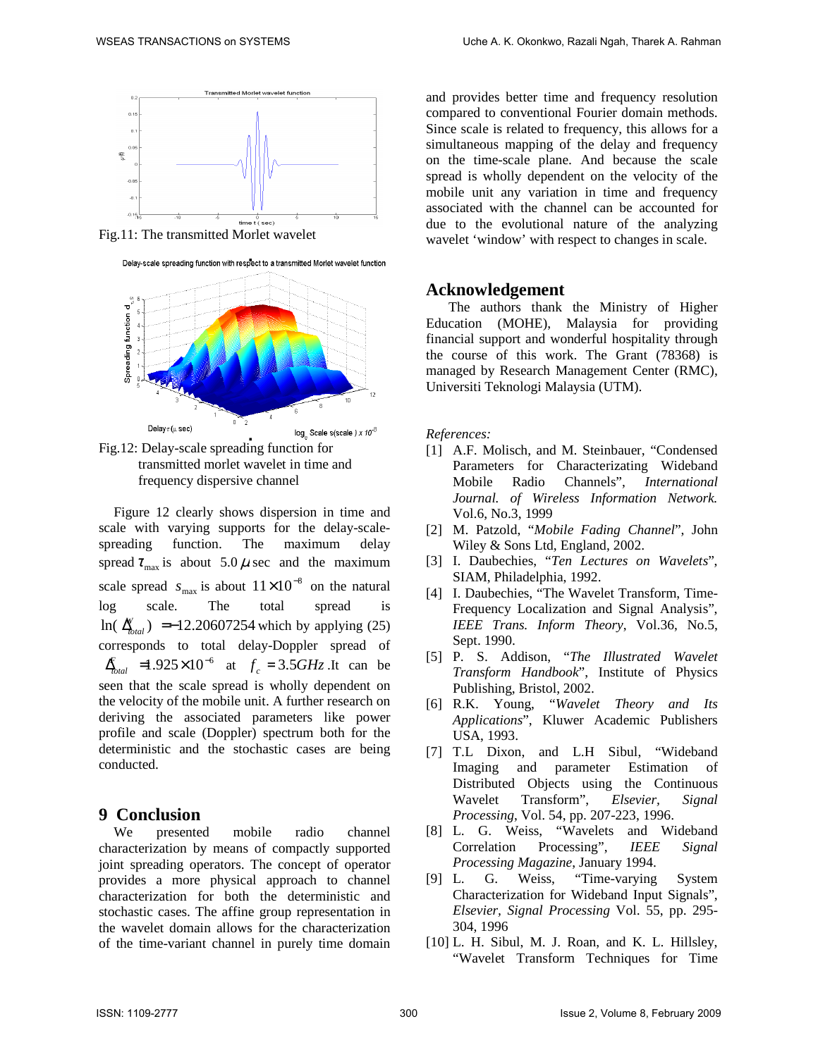Fig.11: The transmitted Morlet wavelet

Fig.12: Delay-scale spreading function for transmitted morlet wavelet in time and frequency dispersive channel

Figure 12 clearly shows dispersion in time and scale with varying supports for the delay-scale-spreading function. The maximum delay spread $\tau_{\max}$ is about $5.0\,\mu\text{sec}$ and the maximum scale spread $s_{\max}$ is about $11\times10^{-8}$ on the natural log scale. The total spread is $\ln(\Delta_{total}^{W}) = -12.20607254$ which by applying (25) corresponds to total delay-Doppler spread of $\Delta_{total}^{F} = 1.925\times10^{-6}$ at $f_c = 3.5GHz$. It can be seen that the scale spread is wholly dependent on the velocity of the mobile unit. A further research on deriving the associated parameters like power profile and scale (Doppler) spectrum both for the deterministic and the stochastic cases are being conducted.

## 9 Conclusion

We presented mobile radio channel characterization by means of compactly supported joint spreading operators. The concept of operator provides a more physical approach to channel characterization for both the deterministic and stochastic cases. The affine group representation in the wavelet domain allows for the characterization of the time-variant channel in purely time domain and provides better time and frequency resolution compared to conventional Fourier domain methods. Since scale is related to frequency, this allows for a simultaneous mapping of the delay and frequency on the time-scale plane. And because the scale spread is wholly dependent on the velocity of the mobile unit any variation in time and frequency associated with the channel can be accounted for due to the evolutional nature of the analyzing wavelet 'window' with respect to changes in scale.

## Acknowledgement

The authors thank the Ministry of Higher Education (MOHE), Malaysia for providing financial support and wonderful hospitality through the course of this work. The Grant (78368) is managed by Research Management Center (RMC), Universiti Teknologi Malaysia (UTM).

*References:*

[1] A.F. Molisch, and M. Steinbauer, "Condensed Parameters for Characterizating Wideband Mobile Radio Channels", *International Journal. of Wireless Information Network.* Vol.6, No.3, 1999

[2] M. Patzold, "*Mobile Fading Channel*", John Wiley & Sons Ltd, England, 2002.

[3] I. Daubechies, "*Ten Lectures on Wavelets*", SIAM, Philadelphia, 1992.

[4] I. Daubechies, "The Wavelet Transform, Time-Frequency Localization and Signal Analysis", *IEEE Trans. Inform Theory*, Vol.36, No.5, Sept. 1990.

[5] P. S. Addison, "*The Illustrated Wavelet Transform Handbook*", Institute of Physics Publishing, Bristol, 2002.

[6] R.K. Young, "*Wavelet Theory and Its Applications*", Kluwer Academic Publishers USA, 1993.

[7] T.L Dixon, and L.H Sibul, "Wideband Imaging and parameter Estimation of Distributed Objects using the Continuous Wavelet Transform", *Elsevier, Signal Processing*, Vol. 54, pp. 207-223, 1996.

[8] L. G. Weiss, "Wavelets and Wideband Correlation Processing", *IEEE Signal Processing Magazine*, January 1994.

[9] L. G. Weiss, "Time-varying System Characterization for Wideband Input Signals", *Elsevier, Signal Processing* Vol. 55, pp. 295-304, 1996

[10] L. H. Sibul, M. J. Roan, and K. L. Hillsley, "Wavelet Transform Techniques for Time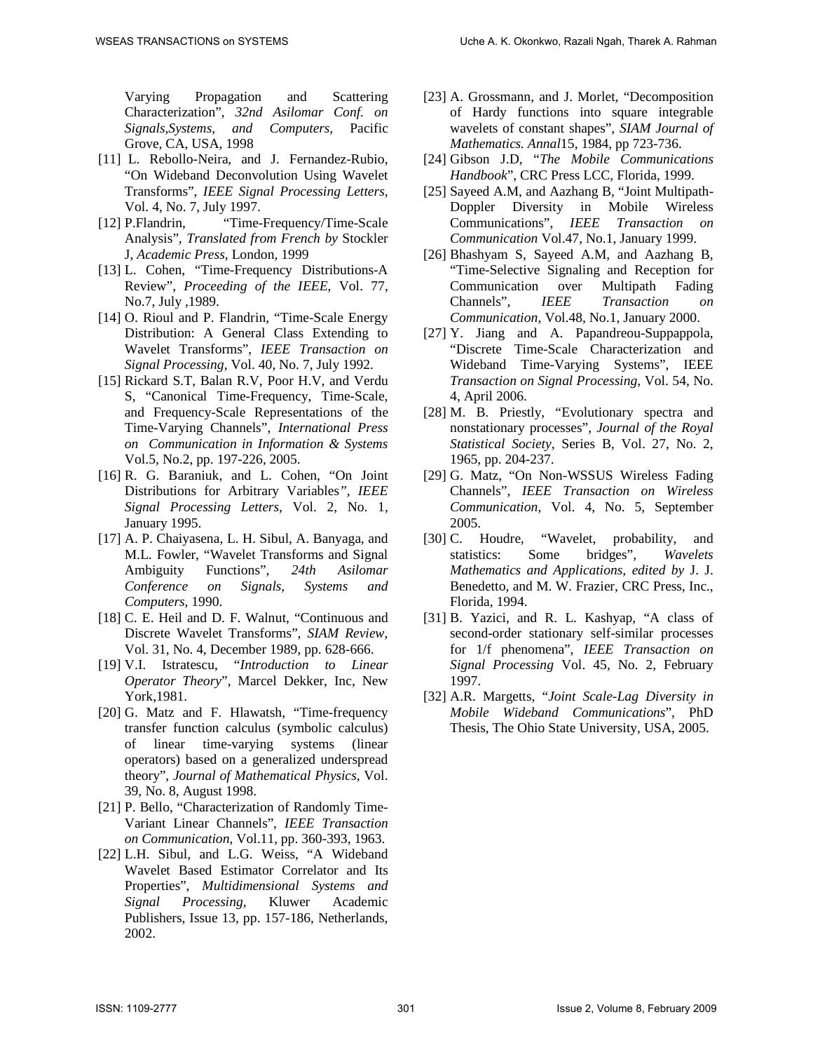Varying Propagation and Scattering Characterization", *32nd Asilomar Conf. on Signals,Systems, and Computers,* Pacific Grove, CA, USA, 1998

[11] L. Rebollo-Neira, and J. Fernandez-Rubio, "On Wideband Deconvolution Using Wavelet Transforms", *IEEE Signal Processing Letters*, Vol. 4, No. 7, July 1997.

[12] P.Flandrin, "Time-Frequency/Time-Scale Analysis", *Translated from French by* Stockler J, *Academic Press*, London, 1999

[13] L. Cohen, "Time-Frequency Distributions-A Review", *Proceeding of the IEEE*, Vol. 77, No.7, July ,1989.

[14] O. Rioul and P. Flandrin, "Time-Scale Energy Distribution: A General Class Extending to Wavelet Transforms", *IEEE Transaction on Signal Processing*, Vol. 40, No. 7, July 1992.

[15] Rickard S.T, Balan R.V, Poor H.V, and Verdu S, "Canonical Time-Frequency, Time-Scale, and Frequency-Scale Representations of the Time-Varying Channels", *International Press on Communication in Information & Systems* Vol.5, No.2, pp. 197-226, 2005.

[16] R. G. Baraniuk, and L. Cohen, "On Joint Distributions for Arbitrary Variables", *IEEE Signal Processing Letters*, Vol. 2, No. 1, January 1995.

[17] A. P. Chaiyasena, L. H. Sibul, A. Banyaga, and M.L. Fowler, "Wavelet Transforms and Signal Ambiguity Functions", *24th Asilomar Conference on Signals, Systems and Computers*, 1990.

[18] C. E. Heil and D. F. Walnut, "Continuous and Discrete Wavelet Transforms", *SIAM Review*, Vol. 31, No. 4, December 1989, pp. 628-666.

[19] V.I. Istratescu, "*Introduction to Linear Operator Theory*", Marcel Dekker, Inc, New York,1981.

[20] G. Matz and F. Hlawatsh, "Time-frequency transfer function calculus (symbolic calculus) of linear time-varying systems (linear operators) based on a generalized underspread theory", *Journal of Mathematical Physics*, Vol. 39, No. 8, August 1998.

[21] P. Bello, "Characterization of Randomly Time-Variant Linear Channels", *IEEE Transaction on Communication*, Vol.11, pp. 360-393, 1963.

[22] L.H. Sibul, and L.G. Weiss, "A Wideband Wavelet Based Estimator Correlator and Its Properties", *Multidimensional Systems and Signal Processing,* Kluwer Academic Publishers, Issue 13, pp. 157-186, Netherlands, 2002.

[23] A. Grossmann, and J. Morlet, "Decomposition of Hardy functions into square integrable wavelets of constant shapes", *SIAM Journal of Mathematics. Annal*15, 1984, pp 723-736.

[24] Gibson J.D, "*The Mobile Communications Handbook*", CRC Press LCC, Florida, 1999.

[25] Sayeed A.M, and Aazhang B, "Joint Multipath-Doppler Diversity in Mobile Wireless Communications", *IEEE Transaction on Communication* Vol.47, No.1, January 1999.

[26] Bhashyam S, Sayeed A.M, and Aazhang B, "Time-Selective Signaling and Reception for Communication over Multipath Fading Channels", *IEEE Transaction on Communication*, Vol.48, No.1, January 2000.

[27] Y. Jiang and A. Papandreou-Suppappola, "Discrete Time-Scale Characterization and Wideband Time-Varying Systems", IEEE *Transaction on Signal Processing*, Vol. 54, No. 4, April 2006.

[28] M. B. Priestly, "Evolutionary spectra and nonstationary processes", *Journal of the Royal Statistical Society*, Series B, Vol. 27, No. 2, 1965, pp. 204-237.

[29] G. Matz, "On Non-WSSUS Wireless Fading Channels", *IEEE Transaction on Wireless Communication*, Vol. 4, No. 5, September 2005.

[30] C. Houdre, "Wavelet, probability, and statistics: Some bridges", *Wavelets Mathematics and Applications, edited by* J. J. Benedetto, and M. W. Frazier, CRC Press, Inc., Florida, 1994.

[31] B. Yazici, and R. L. Kashyap, "A class of second-order stationary self-similar processes for 1/f phenomena", *IEEE Transaction on Signal Processing* Vol. 45, No. 2, February 1997.

[32] A.R. Margetts, "*Joint Scale-Lag Diversity in Mobile Wideband Communications*", PhD Thesis, The Ohio State University, USA, 2005.